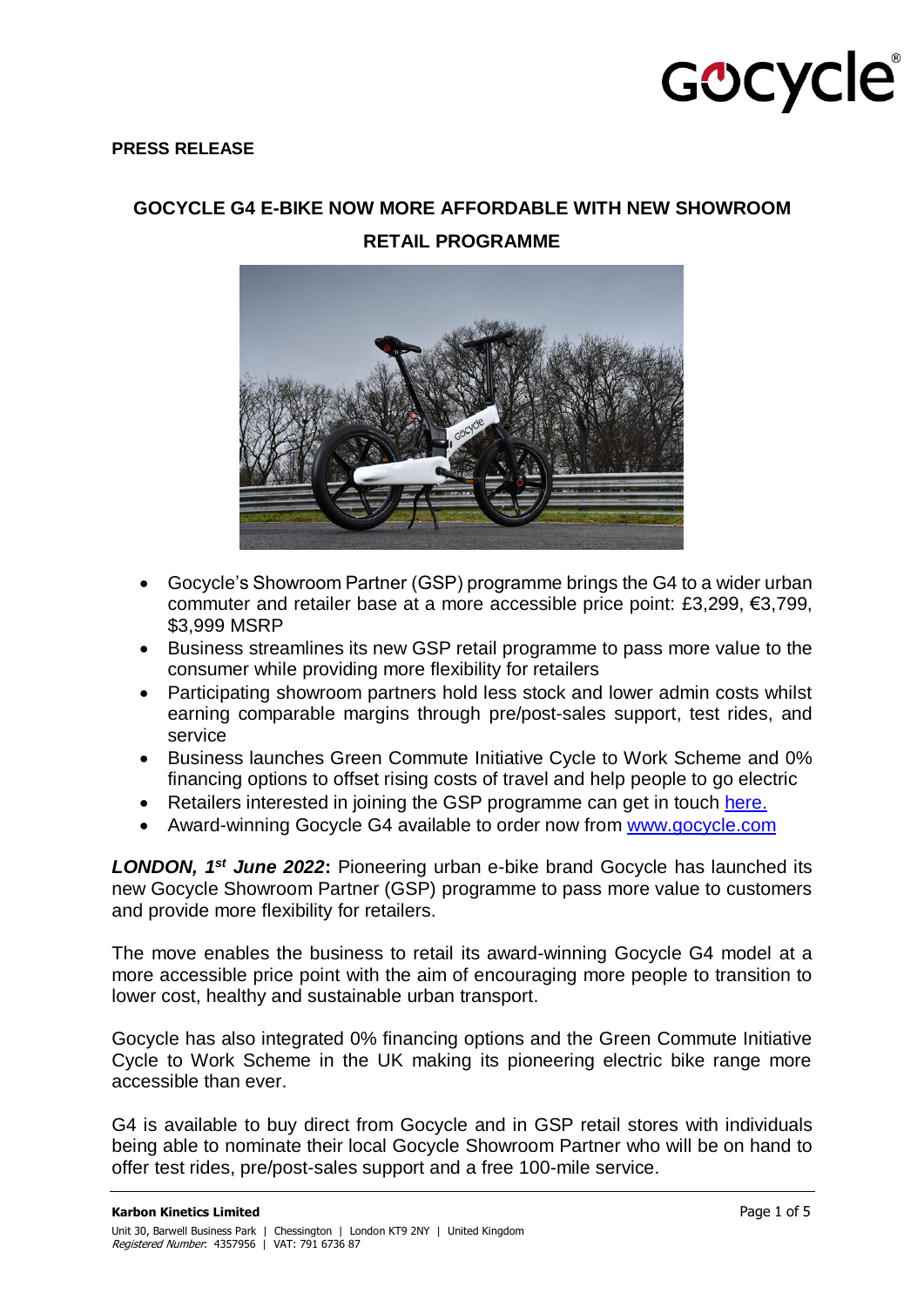**PRESS RELEASE**

# GOCYCLE G4 E-BIKE NOW MORE AFFORDABLE WITH NEW SHOWROOM RETAIL PROGRAMME

- Gocycle's Showroom Partner (GSP) programme brings the G4 to a wider urban commuter and retailer base at a more accessible price point: £3,299, €3,799, $3,999 MSRP
- Business streamlines its new GSP retail programme to pass more value to the consumer while providing more flexibility for retailers
- Participating showroom partners hold less stock and lower admin costs whilst earning comparable margins through pre/post-sales support, test rides, and service
- Business launches Green Commute Initiative Cycle to Work Scheme and 0% financing options to offset rising costs of travel and help people to go electric
- Retailers interested in joining the GSP programme can get in touch here.
- Award-winning Gocycle G4 available to order now from www.gocycle.com

***LONDON, 1st June 2022*:** Pioneering urban e-bike brand Gocycle has launched its new Gocycle Showroom Partner (GSP) programme to pass more value to customers and provide more flexibility for retailers.

The move enables the business to retail its award-winning Gocycle G4 model at a more accessible price point with the aim of encouraging more people to transition to lower cost, healthy and sustainable urban transport.

Gocycle has also integrated 0% financing options and the Green Commute Initiative Cycle to Work Scheme in the UK making its pioneering electric bike range more accessible than ever.

G4 is available to buy direct from Gocycle and in GSP retail stores with individuals being able to nominate their local Gocycle Showroom Partner who will be on hand to offer test rides, pre/post-sales support and a free 100-mile service.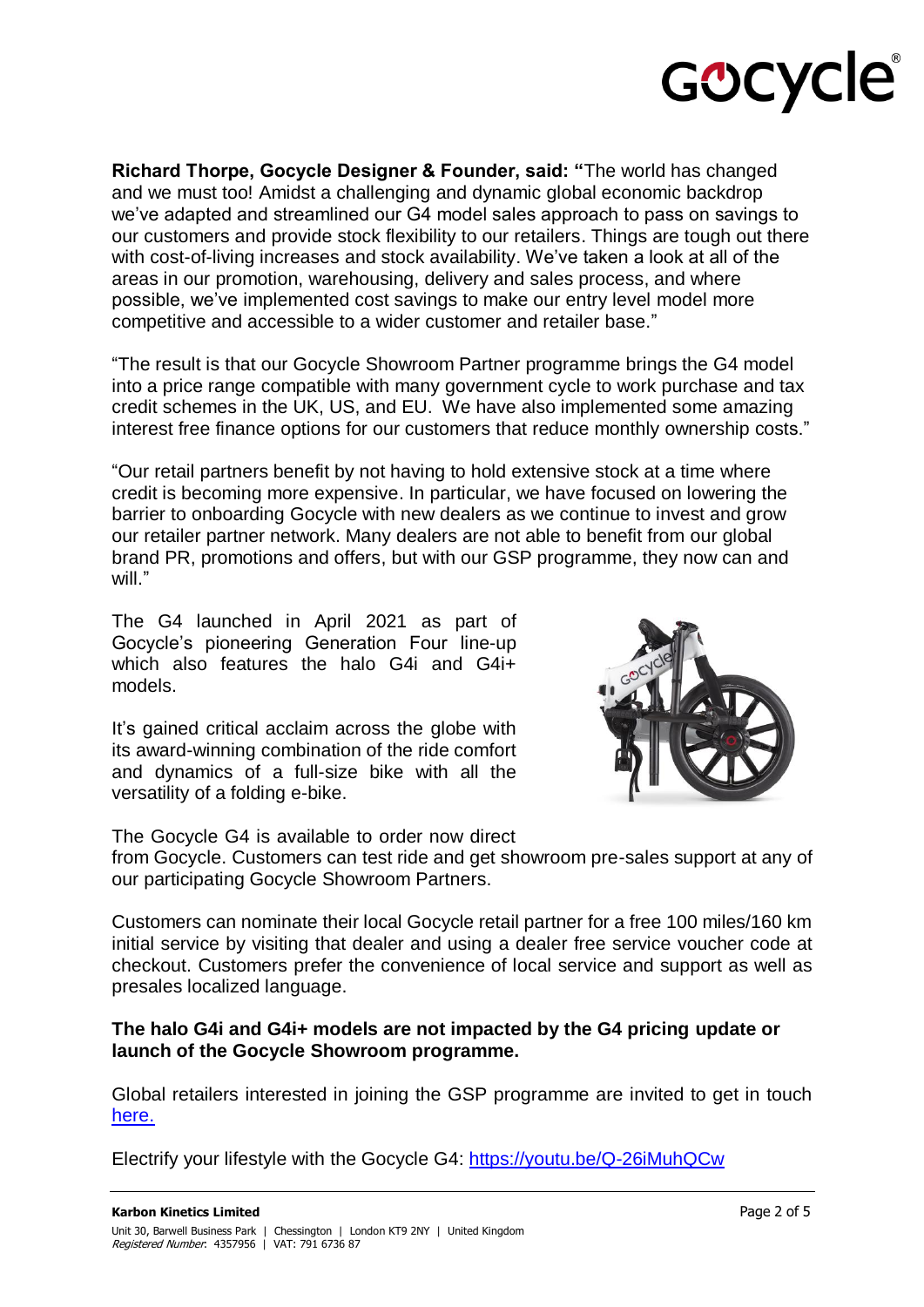**Richard Thorpe, Gocycle Designer & Founder, said: "**The world has changed and we must too! Amidst a challenging and dynamic global economic backdrop we've adapted and streamlined our G4 model sales approach to pass on savings to our customers and provide stock flexibility to our retailers. Things are tough out there with cost-of-living increases and stock availability. We've taken a look at all of the areas in our promotion, warehousing, delivery and sales process, and where possible, we've implemented cost savings to make our entry level model more competitive and accessible to a wider customer and retailer base."

"The result is that our Gocycle Showroom Partner programme brings the G4 model into a price range compatible with many government cycle to work purchase and tax credit schemes in the UK, US, and EU. We have also implemented some amazing interest free finance options for our customers that reduce monthly ownership costs."

"Our retail partners benefit by not having to hold extensive stock at a time where credit is becoming more expensive. In particular, we have focused on lowering the barrier to onboarding Gocycle with new dealers as we continue to invest and grow our retailer partner network. Many dealers are not able to benefit from our global brand PR, promotions and offers, but with our GSP programme, they now can and will."

The G4 launched in April 2021 as part of Gocycle's pioneering Generation Four line-up which also features the halo G4i and G4i+ models.

It's gained critical acclaim across the globe with its award-winning combination of the ride comfort and dynamics of a full-size bike with all the versatility of a folding e-bike.

The Gocycle G4 is available to order now direct from Gocycle. Customers can test ride and get showroom pre-sales support at any of our participating Gocycle Showroom Partners.

Customers can nominate their local Gocycle retail partner for a free 100 miles/160 km initial service by visiting that dealer and using a dealer free service voucher code at checkout. Customers prefer the convenience of local service and support as well as presales localized language.

**The halo G4i and G4i+ models are not impacted by the G4 pricing update or launch of the Gocycle Showroom programme.**

Global retailers interested in joining the GSP programme are invited to get in touch here.

Electrify your lifestyle with the Gocycle G4: https://youtu.be/Q-26iMuhQCw

**Karbon Kinetics Limited**
Unit 30, Barwell Business Park | Chessington | London KT9 2NY | United Kingdom
*Registered Number*: 4357956 | VAT: 791 6736 87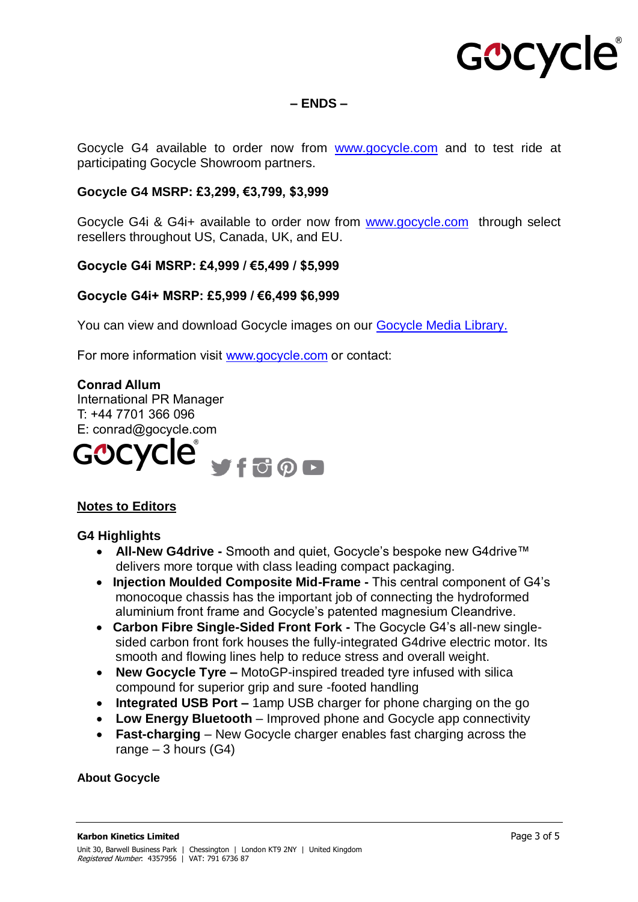**– ENDS –**

Gocycle G4 available to order now from [www.gocycle.com](http://www.gocycle.com) and to test ride at participating Gocycle Showroom partners.

**Gocycle G4 MSRP: £3,299, €3,799, $3,999**

Gocycle G4i & G4i+ available to order now from [www.gocycle.com](http://www.gocycle.com) through select resellers throughout US, Canada, UK, and EU.

**Gocycle G4i MSRP: £4,999 / €5,499 / $5,999**

**Gocycle G4i+ MSRP: £5,999 / €6,499 $6,999**

You can view and download Gocycle images on our [Gocycle Media Library.]()

For more information visit [www.gocycle.com](http://www.gocycle.com) or contact:

**Conrad Allum**
International PR Manager
T: +44 7701 366 096
E: conrad@gocycle.com

## Notes to Editors

### G4 Highlights

- **All-New G4drive -** Smooth and quiet, Gocycle's bespoke new G4drive™ delivers more torque with class leading compact packaging.
- **Injection Moulded Composite Mid-Frame -** This central component of G4's monocoque chassis has the important job of connecting the hydroformed aluminium front frame and Gocycle's patented magnesium Cleandrive.
- **Carbon Fibre Single-Sided Front Fork -** The Gocycle G4's all-new single-sided carbon front fork houses the fully-integrated G4drive electric motor. Its smooth and flowing lines help to reduce stress and overall weight.
- **New Gocycle Tyre –** MotoGP-inspired treaded tyre infused with silica compound for superior grip and sure -footed handling
- **Integrated USB Port –** 1amp USB charger for phone charging on the go
- **Low Energy Bluetooth** – Improved phone and Gocycle app connectivity
- **Fast-charging** – New Gocycle charger enables fast charging across the range – 3 hours (G4)

**About Gocycle**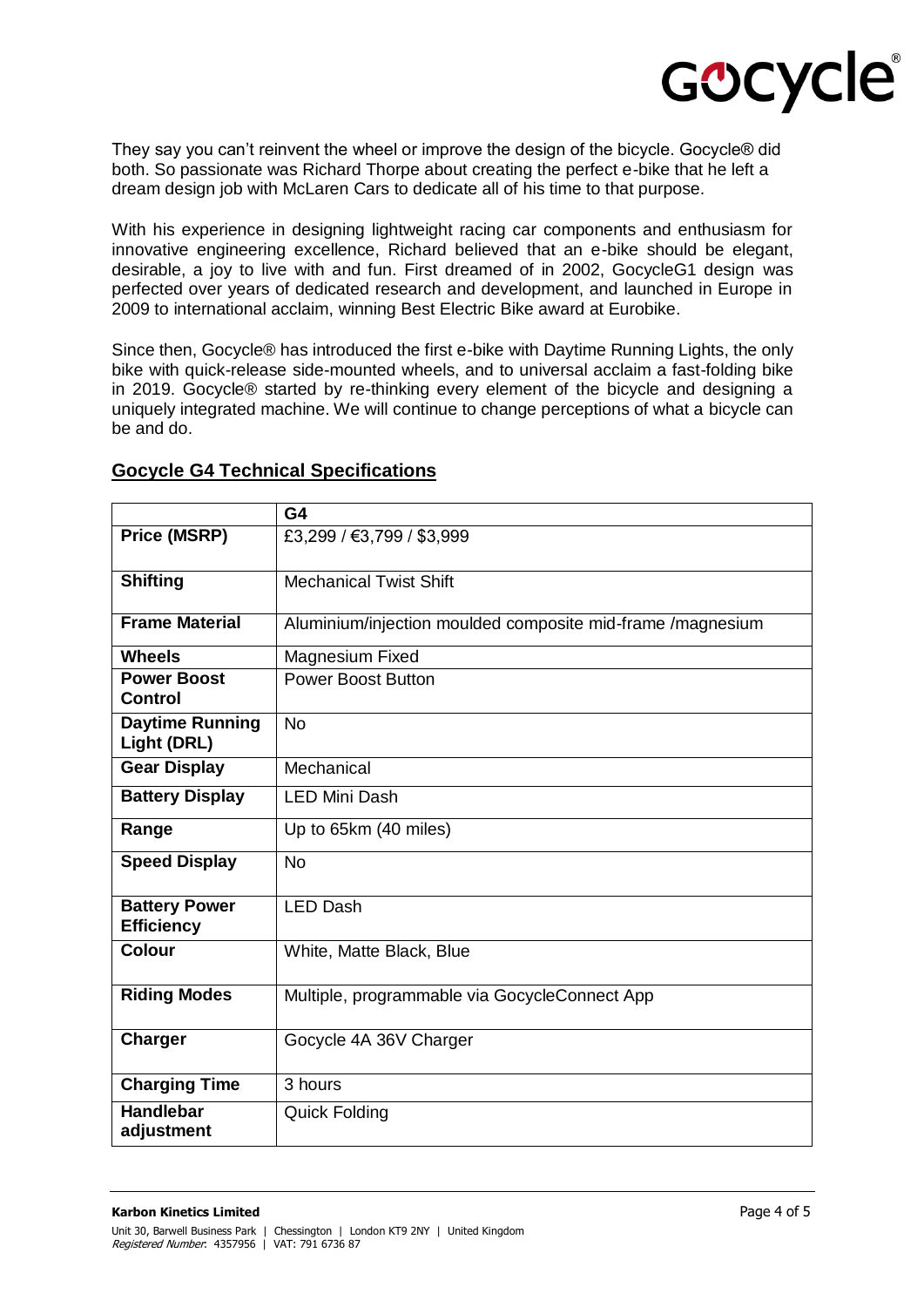They say you can't reinvent the wheel or improve the design of the bicycle. Gocycle® did both. So passionate was Richard Thorpe about creating the perfect e-bike that he left a dream design job with McLaren Cars to dedicate all of his time to that purpose.

With his experience in designing lightweight racing car components and enthusiasm for innovative engineering excellence, Richard believed that an e-bike should be elegant, desirable, a joy to live with and fun. First dreamed of in 2002, GocycleG1 design was perfected over years of dedicated research and development, and launched in Europe in 2009 to international acclaim, winning Best Electric Bike award at Eurobike.

Since then, Gocycle® has introduced the first e-bike with Daytime Running Lights, the only bike with quick-release side-mounted wheels, and to universal acclaim a fast-folding bike in 2019. Gocycle® started by re-thinking every element of the bicycle and designing a uniquely integrated machine. We will continue to change perceptions of what a bicycle can be and do.

## Gocycle G4 Technical Specifications

| | **G4** |
|---|---|
| **Price (MSRP)** | £3,299 / €3,799 / $3,999 |
| **Shifting** | Mechanical Twist Shift |
| **Frame Material** | Aluminium/injection moulded composite mid-frame /magnesium |
| **Wheels** | Magnesium Fixed |
| **Power Boost Control** | Power Boost Button |
| **Daytime Running Light (DRL)** | No |
| **Gear Display** | Mechanical |
| **Battery Display** | LED Mini Dash |
| **Range** | Up to 65km (40 miles) |
| **Speed Display** | No |
| **Battery Power Efficiency** | LED Dash |
| **Colour** | White, Matte Black, Blue |
| **Riding Modes** | Multiple, programmable via GocycleConnect App |
| **Charger** | Gocycle 4A 36V Charger |
| **Charging Time** | 3 hours |
| **Handlebar adjustment** | Quick Folding |

**Karbon Kinetics Limited**

Unit 30, Barwell Business Park | Chessington | London KT9 2NY | United Kingdom
*Registered Number*: 4357956 | VAT: 791 6736 87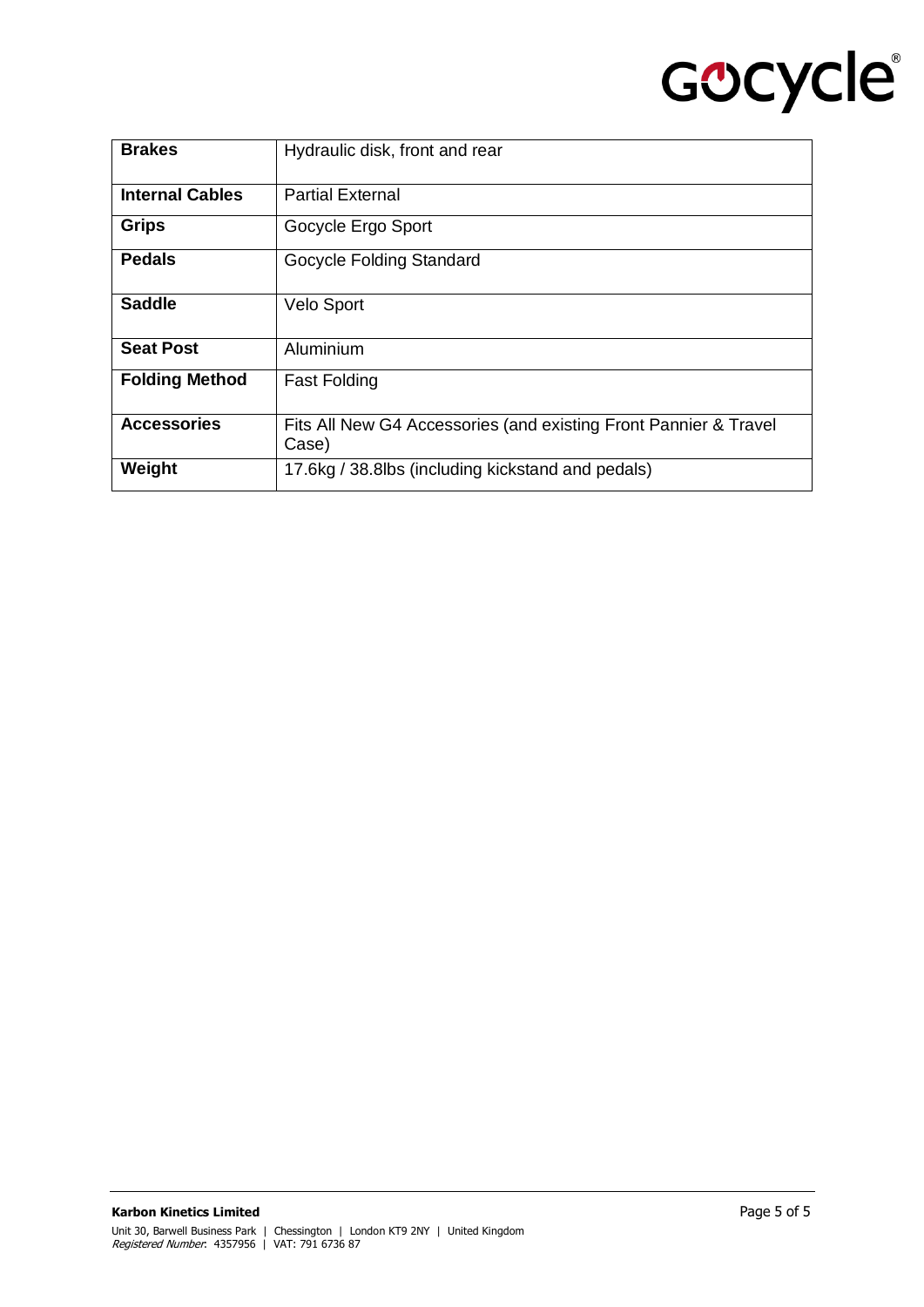| | |
|---|---|
| **Brakes** | Hydraulic disk, front and rear |
| **Internal Cables** | Partial External |
| **Grips** | Gocycle Ergo Sport |
| **Pedals** | Gocycle Folding Standard |
| **Saddle** | Velo Sport |
| **Seat Post** | Aluminium |
| **Folding Method** | Fast Folding |
| **Accessories** | Fits All New G4 Accessories (and existing Front Pannier & Travel Case) |
| **Weight** | 17.6kg / 38.8lbs (including kickstand and pedals) |

**Karbon Kinetics Limited**
Unit 30, Barwell Business Park | Chessington | London KT9 2NY | United Kingdom
*Registered Number*: 4357956 | VAT: 791 6736 87